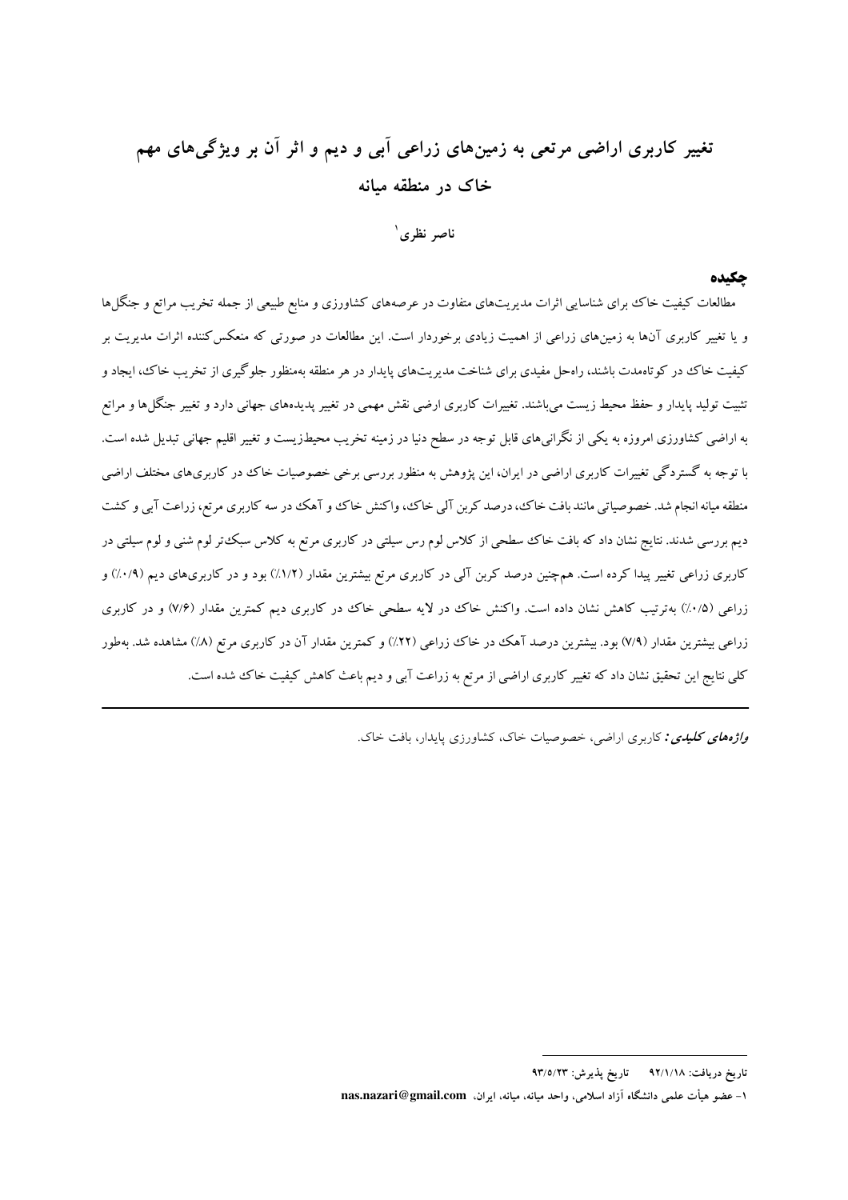# تغییر کاربری اراضی مرتعی به زمین‌های زراعی آبی و دیم و اثر آن بر ویژگی‌های مهم خاک در منطقه میانه

**ناصر نظری[1]**

## چکیده

مطالعات کیفیت خاک برای شناسایی اثرات مدیریت‌های متفاوت در عرصه‌های کشاورزی و منابع طبیعی از جمله تخریب مراتع و جنگل‌ها و یا تغییر کاربری آن‌ها به زمین‌های زراعی از اهمیت زیادی برخوردار است. این مطالعات در صورتی که منعکس‌کننده اثرات مدیریت بر کیفیت خاک در کوتاه‌مدت باشند، راه‌حل مفیدی برای شناخت مدیریت‌های پایدار در هر منطقه به‌منظور جلوگیری از تخریب خاک، ایجاد و تثبیت تولید پایدار و حفظ محیط زیست می‌باشند. تغییرات کاربری ارضی نقش مهمی در تغییر پدیده‌های جهانی دارد و تغییر جنگل‌ها و مراتع به اراضی کشاورزی امروزه به یکی از نگرانی‌های قابل توجه در سطح دنیا در زمینه تخریب محیط‌زیست و تغییر اقلیم جهانی تبدیل شده است. با توجه به گستردگی تغییرات کاربری اراضی در ایران، این پژوهش به منظور بررسی برخی خصوصیات خاک در کاربری‌های مختلف اراضی منطقه میانه انجام شد. خصوصیاتی مانند بافت خاک، درصد کربن آلی خاک، واکنش خاک و آهک در سه کاربری مرتع، زراعت آبی و کشت دیم بررسی شدند. نتایج نشان داد که بافت خاک سطحی از کلاس لوم رس سیلتی در کاربری مرتع به کلاس سبک‌تر لوم شنی و لوم سیلتی در کاربری زراعی تغییر پیدا کرده است. هم‌چنین درصد کربن آلی در کاربری مرتع بیشترین مقدار (۱/۲٪) بود و در کاربری‌های دیم (۰/۹٪) و زراعی (۰/۵٪) به‌ترتیب کاهش نشان داده است. واکنش خاک در لایه سطحی خاک در کاربری دیم کمترین مقدار (۷/۶) و در کاربری زراعی بیشترین مقدار (۷/۹) بود. بیشترین درصد آهک در خاک زراعی (۲۲٪) و کمترین مقدار آن در کاربری مرتع (۸٪) مشاهده شد. به‌طور کلی نتایج این تحقیق نشان داد که تغییر کاربری اراضی از مرتع به زراعت آبی و دیم باعث کاهش کیفیت خاک شده است.

***واژه‌های کلیدی:*** کاربری اراضی، خصوصیات خاک، کشاورزی پایدار، بافت خاک.

---

تاریخ دریافت: ۹۲/۱/۱۸ تاریخ پذیرش: ۹۳/۵/۲۳

۱- عضو هیأت علمی دانشگاه آزاد اسلامی، واحد میانه، میانه، ایران، nas.nazari@gmail.com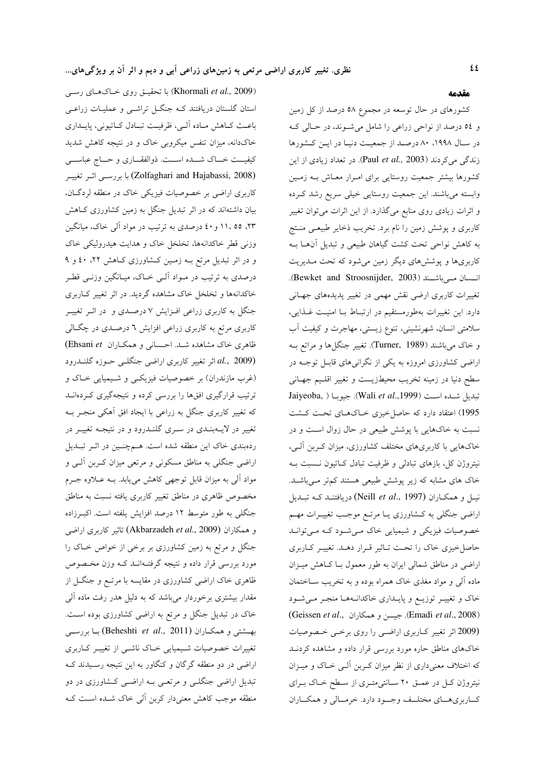## مقدمه

کشورهای در حال توسعه در مجموع ۵۸ درصد از کل زمین و ۵۴ درصد از نواحی زراعی را شامل می‌شوند، در حالی که در سال ۱۹۹۸، ۸۰ درصد از جمعیت دنیا در این کشورها زندگی می‌کردند (Paul *et al.,* 2003). در تعداد زیادی از این کشورها بیشتر جمعیت روستایی برای امرار معاش به زمین وابسته می‌باشند. این جمعیت روستایی خیلی سریع رشد کرده و اثرات زیادی روی منابع می‌گذارد. از این اثرات می‌توان تغییر کاربری و پوشش زمین را نام برد. تخریب ذخایر طبیعی منتج به کاهش نواحی تحت کشت گیاهان طبیعی و تبدیل آن‌ها به کاربری‌ها و پوشش‌های دیگر زمین می‌شود که تحت مدیریت انسان می‌باشند (Bewket and Stroosnijder, 2003). تغییرات کاربری ارضی نقش مهمی در تغییر پدیده‌های جهانی دارد. این تغییرات به‌طورمستقیم در ارتباط با امنیت غذایی، سلامتی انسان، شهرنشینی، تنوع زیستی، مهاجرت و کیفیت آب و خاک می‌باشند (Turner, 1989). تغییر جنگل‌ها و مراتع به اراضی کشاورزی امروزه به یکی از نگرانی‌های قابل توجه در سطح دنیا در زمینه تخریب محیط‌زیست و تغییر اقلیم جهانی تبدیل شده است (Wali *et al.*,1999). جیوبا ( Jaiyeoba, 1995) اعتقاد دارد که حاصل‌خیزی خاک‌های تحت کشت نسبت به خاک‌هایی با پوشش طبیعی در حال زوال است و در خاک‌هایی با کاربری‌های مختلف کشاورزی، میزان کربن آلی، نیتروژن کل، بازهای تبادلی و ظرفیت تبادل کاتیون نسبت به خاک های مشابه که زیر پوشش طبیعی هستند کم‌تر می‌باشد. نیل و همکاران (Neill *et al.*, 1997) دریافتند که تبدیل اراضی جنگلی به کشاورزی یا مرتع موجب تغییرات مهم خصوصیات فیزیکی و شیمیایی خاک می‌شود که می‌تواند حاصل‌خیزی خاک را تحت تاثیر قرار دهد. تغییر کاربری اراضی در مناطق شمالی ایران به طور معمول با کاهش میزان ماده آلی و مواد مغذی خاک همراه بوده و به تخریب ساختمان خاک و تغییر توزیع و پایداری خاکدانه‌ها منجر می‌شود (Emadi *et al.*, 2008). جیسن و همکاران (Geissen *et al.*, 2009) اثر تغییر کاربری اراضی را روی برخی خصوصیات خاک‌های مناطق حاره مورد بررسی قرار داده و مشاهده کردند که اختلاف معنی‌داری از نظر میزان کربن آلی خاک و میزان نیتروژن کل در عمق ۲۰ سانتی‌متری از سطح خاک برای کاربری‌های مختلف وجود دارد. خرمالی و همکاران (Khormali *et al.,* 2009) با تحقیق روی خاک‌های رسی استان گلستان دریافتند که جنگل تراشی و عملیات زراعی باعث کاهش ماده آلی، ظرفیت تبادل کاتیونی، پایداری خاک‌دانه، میزان تنفس میکروبی خاک و در نتیجه کاهش شدید کیفیت خاک شده است. ذوالفقاری و حاج عباسی (Zolfaghari and Hajabassi, 2008) با بررسی اثر تغییر کاربری اراضی بر خصوصیات فیزیکی خاک در منطقه لردگان، بیان داشته‌اند که در اثر تبدیل جنگل به زمین کشاورزی کاهش ۲۳، ۵۵ ،۱۱ و ۴۰ درصدی به ترتیب در مواد آلی خاک، میانگین وزنی قطر خاکدانه‌ها، تخلخل خاک و هدایت هیدرولیکی خاک و در اثر تبدیل مرتع به زمین کشاورزی کاهش ۲۲، ۴۰ و ۹ درصدی به ترتیب در مواد آلی خاک، میانگین وزنی قطر خاکدانه‌ها و تخلخل خاک مشاهده گردید. در اثر تغییر کاربری جنگل به کاربری زراعی افزایش ۷ درصدی و در اثر تغییر کاربری مرتع به کاربری زراعی افزایش ٦ درصدی در چگالی ظاهری خاک مشاهده شد. احسانی و همکاران (Ehsani *et al.*, 2009) اثر تغییر کاربری اراضی جنگلی حوزه گلندرود (غرب مازندران) بر خصوصیات فیزیکی و شیمیایی خاک و ترتیب قرارگیری افق‌ها را بررسی کرده و نتیجه‌گیری کرده‌اند که تغییر کاربری جنگل به زراعی با ایجاد افق آهکی منجر به تغییر در لایه‌بندی در سری گلندرود و در نتیجه تغییر در رده‌بندی خاک این منطقه شده است. هم‌چنین در اثر تبدیل اراضی جنگلی به مناطق مسکونی و مرتعی میزان کربن آلی و مواد آلی به میزان قابل توجهی کاهش می‌یابد. به علاوه جرم مخصوص ظاهری در مناطق تغییر کاربری یافته نسبت به مناطق جنگلی به طور متوسط ۱۲ درصد افزایش یلفته است. اکبرزاده و همکاران (Akbarzadeh *et al.,* 2009) تاثیر کاربری اراضی جنگل و مرتع به زمین کشاورزی بر برخی از خواص خاک را مورد بررسی قرار داده و نتیجه گرفته‌اند که وزن مخصوص ظاهری خاک اراضی کشاورزی در مقایسه با مرتع و جنگل از مقدار بیشتری برخوردار می‌باشد که به دلیل هدر رفت ماده آلی خاک در تبدیل جنگل و مرتع به اراضی کشاورزی بوده است. بهشتی و همکاران (Beheshti *et al.*, 2011) با بررسی تغییرات خصوصیات شیمیایی خاک ناشی از تغییر کاربری اراضی در دو منطقه گرگان و کنگاور به این نتیجه رسیدند که تبدیل اراضی جنگلی و مرتعی به اراضی کشاورزی در دو منطقه موجب کاهش معنی‌دار کربن آلی خاک شده است که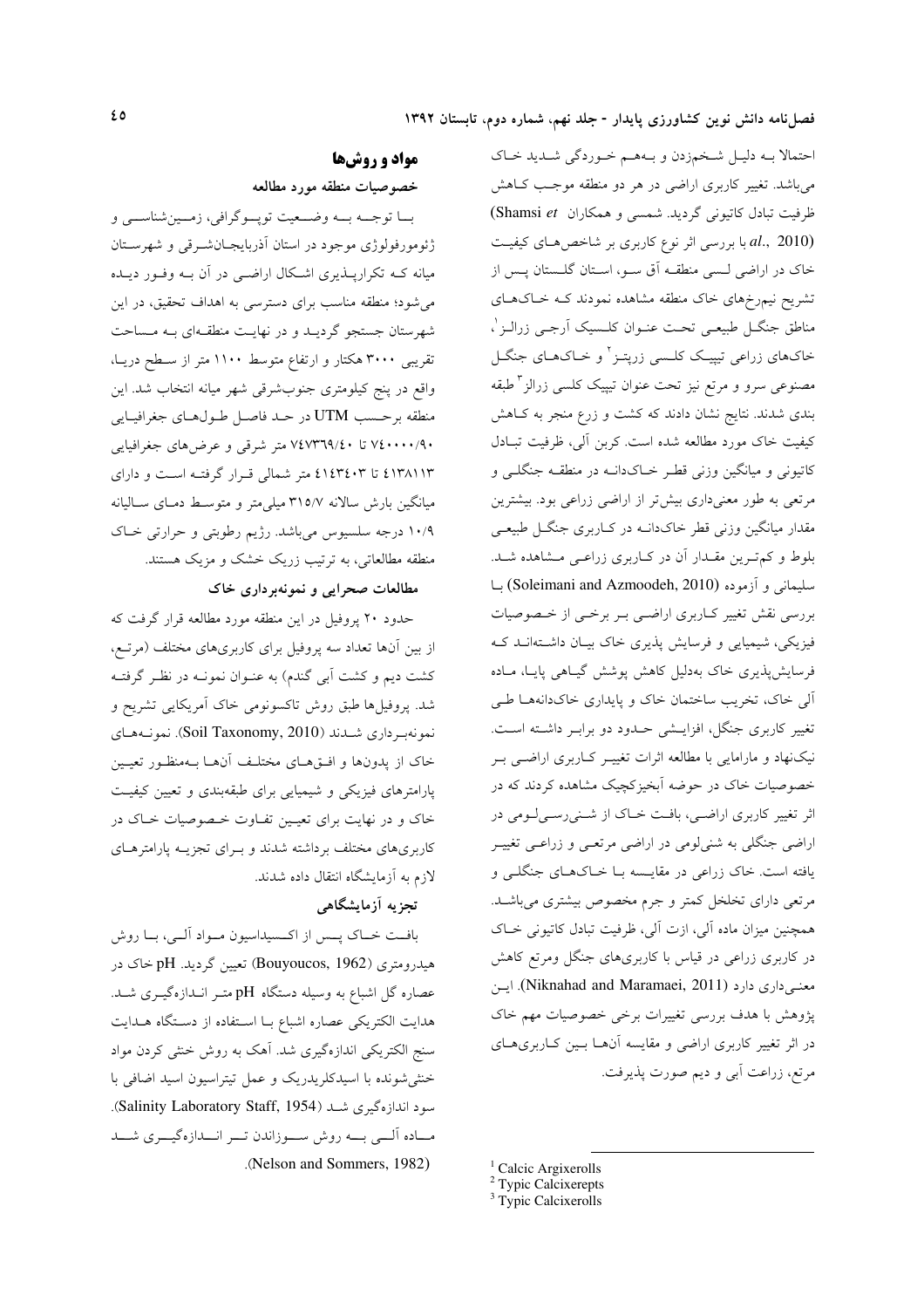احتمالا بـه دلیـل شـخم‌زدن و بـه‌هـم خـوردگی شـدید خـاک می‌باشد. تغییر کاربری اراضی در هر دو منطقه موجـب کـاهش ظرفیت تبادل کاتیونی گردید. شمسی و همکاران (Shamsi *et al.*, 2010) با بررسی اثر نوع کاربری بر شاخص‌هـای کیفیـت خاک در اراضی لـسی منطقـه آق سـو، اسـتان گلـستان پـس از تشریح نیم‌رخ‌های خاک منطقه مشاهده نمودند کـه خـاک‌هـای مناطق جنگـل طبیعـی تحـت عنـوان کلـسیک آرجـی زرالـز[1]، خاک‌های زراعی تیپیـک کلـسی زرپتـز[2] و خـاک‌هـای جنگـل مصنوعی سرو و مرتع نیز تحت عنوان تیپیک کلسی زرالز[3] طبقه بندی شدند. نتایج نشان دادند که کشت و زرع منجر به کـاهش کیفیت خاک مورد مطالعه شده است. کربن آلی، ظرفیت تبـادل کاتیونی و میانگین وزنی قطـر خـاک‌دانـه در منطقـه جنگلـی و مرتعی به طور معنی‌داری بیش‌تر از اراضی زراعی بود. بیشترین مقدار میانگین وزنی قطر خاک‌دانـه در کـاربری جنگـل طبیعـی بلوط و کم‌تـرین مقـدار آن در کـاربری زراعـی مـشاهده شـد. سلیمانی و آزموده (Soleimani and Azmoodeh, 2010) بـا بررسی نقش تغییر کـاربری اراضـی بـر برخـی از خـصوصیات فیزیکی، شیمیایی و فرسایش پذیری خاک بیـان داشـته‌انـد کـه فرسایش‌پذیری خاک به‌دلیل کاهش پوشش گیـاهی پایـا، مـاده آلی خاک، تخریب ساختمان خاک و پایداری خاک‌دانه‌هـا طـی تغییر کاربری جنگل، افزایـشی حـدود دو برابـر داشـته اسـت. نیک‌نهاد و مارامایی با مطالعه اثرات تغییـر کـاربری اراضـی بـر خصوصیات خاک در حوضه آبخیزکچیک مشاهده کردند که در اثر تغییر کاربری اراضـی، بافـت خـاک از شـنی‌رسـی‌لـومی در اراضی جنگلی به شنی‌لومی در اراضی مرتعـی و زراعـی تغییـر یافته است. خاک زراعی در مقایـسه بـا خـاک‌هـای جنگلـی و مرتعی دارای تخلخل کمتر و جرم مخصوص بیشتری می‌باشـد. همچنین میزان ماده آلی، ازت آلی، ظرفیت تبادل کاتیونی خـاک در کاربری زراعی در قیاس با کاربری‌های جنگل ومرتع کاهش معنـی‌داری دارد (Niknahad and Maramaei, 2011). ایـن پژوهش با هدف بررسی تغییرات برخی خصوصیات مهم خاک در اثر تغییر کاربری اراضی و مقایسه آن‌هـا بـین کـاربری‌هـای مرتع، زراعت آبی و دیم صورت پذیرفت.

## مواد و روش‌ها

### خصوصیات منطقه مورد مطالعه

بـا توجـه بـه وضـعیت توپـوگرافی، زمـین‌شناسـی و ژئومورفولوژی موجود در استان آذربایجـان‌شـرقی و شهرسـتان میانه کـه تکرارپـذیری اشـکال اراضـی در آن بـه وفـور دیـده می‌شود؛ منطقه مناسب برای دسترسی به اهداف تحقیق، در این شهرستان جستجو گردیـد و در نهایـت منطقـه‌ای بـه مـساحت تقریبی ۳۰۰۰ هکتار و ارتفاع متوسط ۱۱۰۰ متر از سـطح دریـا، واقع در پنج کیلومتری جنوب‌شرقی شهر میانه انتخاب شد. این منطقه برحـسب UTM در حـد فاصـل طـول‌هـای جغرافیـایی ۷۴۰۰۰۰/۹۰ تا ۷۴۷۳۶۹/۴۰ متر شرقی و عرض‌های جغرافیایی ۴۱۳۸۱۱۳ تا ۴۱۴۳۴۰۳ متر شمالی قـرار گرفتـه اسـت و دارای میانگین بارش سالانه ۳۱۵/۷ میلی‌متر و متوسـط دمـای سـالیانه ۱۰/۹ درجه سلسیوس می‌باشد. رژیم رطوبتی و حرارتی خـاک منطقه مطالعاتی، به ترتیب زریک خشک و مزیک هستند.

### مطالعات صحرایی و نمونه‌برداری خاک

حدود ۲۰ پروفیل در این منطقه مورد مطالعه قرار گرفت که از بین آن‌ها تعداد سه پروفیل برای کاربری‌های مختلف (مرتـع، کشت دیم و کشت آبی گندم) به عنـوان نمونـه در نظـر گرفتـه شد. پروفیل‌ها طبق روش تاکسونومی خاک آمریکایی تشریح و نمونه‌بـرداری شـدند (Soil Taxonomy, 2010). نمونـه‌هـای خاک از پدون‌ها و افـق‌هـای مختلـف آن‌هـا بـه‌منظـور تعیـین پارامترهای فیزیکی و شیمیایی برای طبقه‌بندی و تعیین کیفیـت خاک و در نهایت برای تعیـین تفـاوت خـصوصیات خـاک در کاربری‌های مختلف برداشته شدند و بـرای تجزیـه پارامترهـای لازم به آزمایشگاه انتقال داده شدند.

### تجزیه آزمایشگاهی

بافـت خـاک پـس از اکـسیداسیون مـواد آلـی، بـا روش هیدرومتری (Bouyoucos, 1962) تعیین گردید. pH خاک در عصاره گل اشباع به وسیله دستگاه pH متـر انـدازه‌گیـری شـد. هدایت الکتریکی عصاره اشباع بـا اسـتفاده از دسـتگاه هـدایت سنج الکتریکی اندازه‌گیری شد. آهک به روش خنثی کردن مواد خنثی‌شونده با اسیدکلریدریک و عمل تیتراسیون اسید اضافی با سود اندازه‌گیری شـد (Salinity Laboratory Staff, 1954). مـاده آلـی بـه روش سـوزاندن تـر انـدازه‌گیـری شـد (Nelson and Sommers, 1982).

---

[1] Calcic Argixerolls
[2] Typic Calcixerepts
[3] Typic Calcixerolls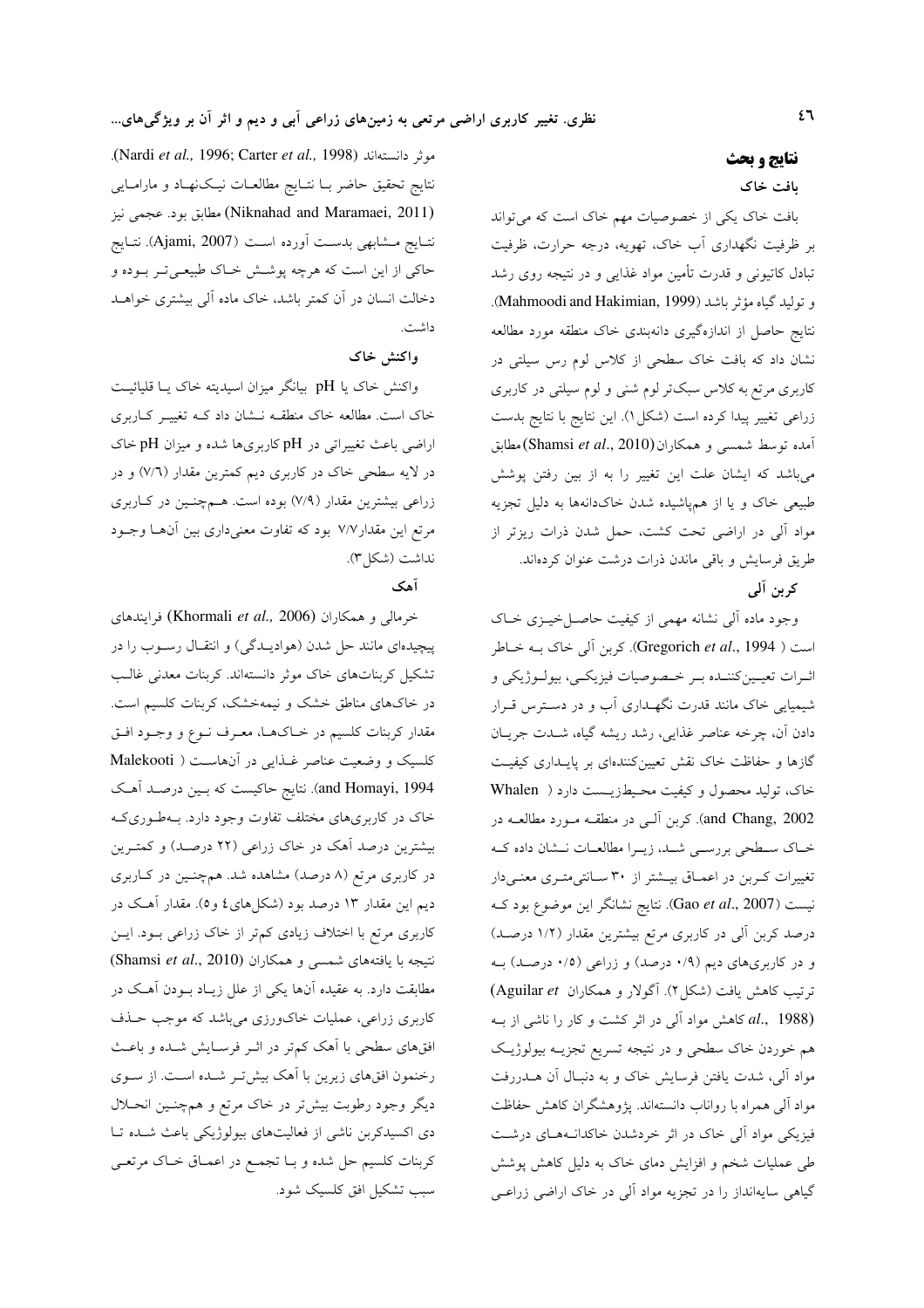## نتایج و بحث

### بافت خاک

بافت خاک یکی از خصوصیات مهم خاک است که می‌تواند بر ظرفیت نگهداری آب خاک، تهویه، درجه حرارت، ظرفیت تبادل کاتیونی و قدرت تأمین مواد غذایی و در نتیجه روی رشد و تولید گیاه مؤثر باشد (Mahmoodi and Hakimian, 1999). نتایج حاصل از اندازه‌گیری دانه‌بندی خاک منطقه مورد مطالعه نشان داد که بافت خاک سطحی از کلاس لوم رس سیلتی در کاربری مرتع به کلاس سبک‌تر لوم شنی و لوم سیلتی در کاربری زراعی تغییر پیدا کرده است (شکل ۱). این نتایج با نتایج بدست آمده توسط شمسی و همکاران (Shamsi *et al*., 2010) مطابق می‌باشد که ایشان علت این تغییر را به از بین رفتن پوشش طبیعی خاک و یا از هم‌پاشیده شدن خاک‌دانه‌ها به دلیل تجزیه مواد آلی در اراضی تحت کشت، حمل شدن ذرات ریزتر از طریق فرسایش و باقی ماندن ذرات درشت عنوان کرده‌اند.

### کربن آلی

وجود ماده آلی نشانه مهمی از کیفیت حاصل‌خیزی خاک است ( Gregorich *et al*., 1994). کربن آلی خاک به خاطر اثرات تعیین‌کننده بر خصوصیات فیزیکی، بیولوژیکی و شیمیایی خاک مانند قدرت نگهداری آب و در دسترس قرار دادن آن، چرخه عناصر غذایی، رشد ریشه گیاه، شدت جریان گازها و حفاظت خاک نقش تعیین‌کننده‌ای بر پایداری کیفیت خاک، تولید محصول و کیفیت محیط‌زیست دارد ( Whalen and Chang, 2002). کربن آلی در منطقه مورد مطالعه در خاک سطحی بررسی شد، زیرا مطالعات نشان داده که تغییرات کربن در اعماق بیشتر از ۳۰ سانتی‌متری معنی‌دار نیست (Gao *et al*., 2007). نتایج نشانگر این موضوع بود که درصد کربن آلی در کاربری مرتع بیشترین مقدار (۱/۲ درصد) و در کاربری‌های دیم (۰/۹ درصد) و زراعی (۰/۵ درصد) به ترتیب کاهش یافت (شکل۲). آگولار و همکاران (Aguilar *et al*., 1988) کاهش مواد آلی در اثر کشت و کار را ناشی از به هم خوردن خاک سطحی و در نتیجه تسریع تجزیه بیولوژیک مواد آلی، شدت یافتن فرسایش خاک و به دنبال آن هدررفت مواد آلی همراه با رواناب دانسته‌اند. پژوهشگران کاهش حفاظت فیزیکی مواد آلی خاک در اثر خردشدن خاکدانه‌های درشت طی عملیات شخم و افزایش دمای خاک به دلیل کاهش پوشش گیاهی سایه‌انداز را در تجزیه مواد آلی در خاک اراضی زراعی موثر دانسته‌اند (Nardi *et al.,* 1996; Carter *et al.,* 1998). نتایج تحقیق حاضر با نتایج مطالعات نیک‌نهاد و مارامایی (Niknahad and Maramaei, 2011) مطابق بود. عجمی نیز نتایج مشابهی بدست آورده است (Ajami, 2007). نتایج حاکی از این است که هرچه پوشش خاک طبیعی‌تر بوده و دخالت انسان در آن کمتر باشد، خاک ماده آلی بیشتری خواهد داشت.

### واکنش خاک

واکنش خاک یا pH بیانگر میزان اسیدیته خاک یا قلیائیت خاک است. مطالعه خاک منطقه نشان داد که تغییر کاربری اراضی باعث تغییراتی در pH کاربری‌ها شده و میزان pH خاک در لایه سطحی خاک در کاربری دیم کمترین مقدار (۷/۶) و در زراعی بیشترین مقدار (۷/۹) بوده است. هم‌چنین در کاربری مرتع این مقدار۷/۷ بود که تفاوت معنی‌داری بین آن‌ها وجود نداشت (شکل۳).

### آهک

خرمالی و همکاران (Khormali *et al.,* 2006) فرایندهای پیچیده‌ای مانند حل شدن (هوادیدگی) و انتقال رسوب را در تشکیل کربنات‌های خاک موثر دانسته‌اند. کربنات معدنی غالب در خاک‌های مناطق خشک و نیمه‌خشک، کربنات کلسیم است. مقدار کربنات کلسیم در خاک‌ها، معرف نوع و وجود افق کلسیک و وضعیت عناصر غذایی در آن‌هاست ( Malekooti and Homayi, 1994). نتایج حاکیست که بین درصد آهک خاک در کاربری‌های مختلف تفاوت وجود دارد. به‌طوری‌که بیشترین درصد آهک در خاک زراعی (۲۲ درصد) و کمترین در کاربری مرتع (۸ درصد) مشاهده شد. هم‌چنین در کاربری دیم این مقدار ۱۳ درصد بود (شکل‌های٤ و٥). مقدار آهک در کاربری مرتع با اختلاف زیادی کم‌تر از خاک زراعی بود. این نتیجه با یافته‌های شمسی و همکاران (Shamsi *et al*., 2010) مطابقت دارد. به عقیده آن‌ها یکی از علل زیاد بودن آهک در کاربری زراعی، عملیات خاک‌ورزی می‌باشد که موجب حذف افق‌های سطحی با آهک کم‌تر در اثر فرسایش شده و باعث رخنمون افق‌های زیرین با آهک بیش‌تر شده است. از سوی دیگر وجود رطوبت بیش‌تر در خاک مرتع و هم‌چنین انحلال دی اکسیدکربن ناشی از فعالیت‌های بیولوژیکی باعث شده تا کربنات کلسیم حل شده و با تجمع در اعماق خاک مرتعی سبب تشکیل افق کلسیک شود.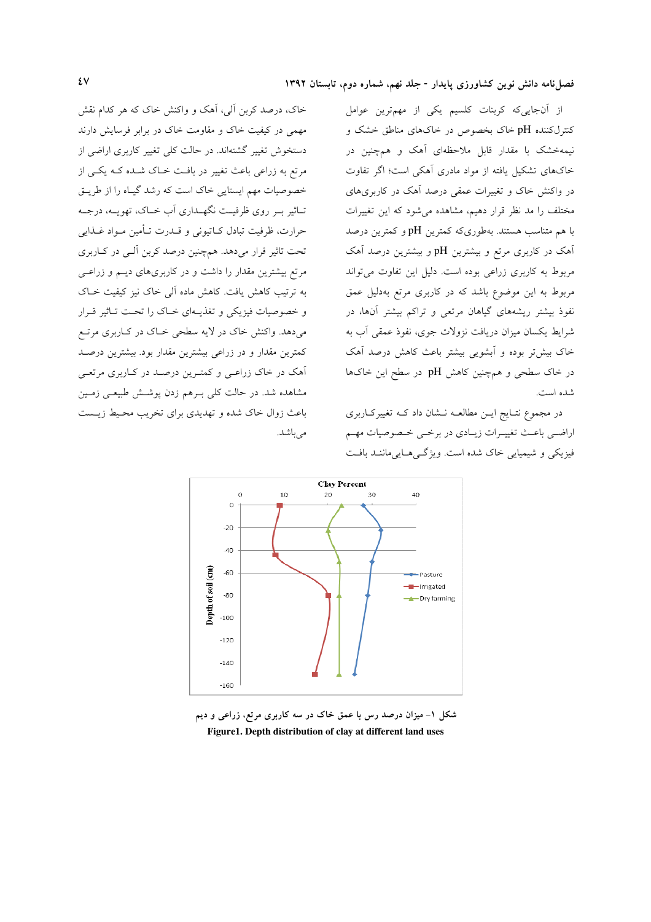از آن‌جایی‌که کربنات کلسیم یکی از مهم‌ترین عوامل کنترل‌کننده pH خاک بخصوص در خاک‌های مناطق خشک و نیمه‌خشک با مقدار قابل ملاحظه‌ای آهک و همچنین در خاک‌های تشکیل یافته از مواد مادری آهکی است؛ اگر تفاوت در واکنش خاک و تغییرات عمقی درصد آهک در کاربری‌های مختلف را مد نظر قرار دهیم، مشاهده می‌شود که این تغییرات با هم متناسب هستند. به‌طوری‌که کمترین pH و کمترین درصد آهک در کاربری مرتع و بیشترین pH و بیشترین درصد آهک مربوط به کاربری زراعی بوده است. دلیل این تفاوت می‌تواند مربوط به این موضوع باشد که در کاربری مرتع به‌دلیل عمق نفوذ بیشتر ریشه‌های گیاهان مرتعی و تراکم بیشتر آن‌ها، در شرایط یکسان میزان دریافت نزولات جوی، نفوذ عمقی آب به خاک بیش‌تر بوده و آبشویی بیشتر باعث کاهش درصد آهک در خاک سطحی و همچنین کاهش pH در سطح این خاک‌ها شده است.

در مجموع نتایج این مطالعه نشان داد که تغییرکاربری اراضی باعث تغییرات زیادی در برخی خصوصیات مهم فیزیکی و شیمیایی خاک شده است. ویژگی‌هایی‌مانند بافت خاک، درصد کربن آلی، آهک و واکنش خاک که هر کدام نقش مهمی در کیفیت خاک و مقاومت خاک در برابر فرسایش دارند دستخوش تغییر گشته‌اند. در حالت کلی تغییر کاربری اراضی از مرتع به زراعی باعث تغییر در بافت خاک شده که یکی از خصوصیات مهم ایستایی خاک است که رشد گیاه را از طریق تاثیر بر روی ظرفیت نگهداری آب خاک، تهویه، درجه حرارت، ظرفیت تبادل کاتیونی و قدرت تأمین مواد غذایی تحت تاثیر قرار می‌دهد. همچنین درصد کربن آلی در کاربری مرتع بیشترین مقدار را داشت و در کاربری‌های دیم و زراعی به ترتیب کاهش یافت. کاهش ماده آلی خاک نیز کیفیت خاک و خصوصیات فیزیکی و تغذیه‌ای خاک را تحت تاثیر قرار می‌دهد. واکنش خاک در لایه سطحی خاک در کاربری مرتع کمترین مقدار و در زراعی بیشترین مقدار بود. بیشترین درصد آهک در خاک زراعی و کمترین درصد در کاربری مرتعی مشاهده شد. در حالت کلی برهم زدن پوشش طبیعی زمین باعث زوال خاک شده و تهدیدی برای تخریب محیط زیست می‌باشد.

شکل ۱- میزان درصد رس با عمق خاک در سه کاربری مرتع، زراعی و دیم

**Figure1. Depth distribution of clay at different land uses**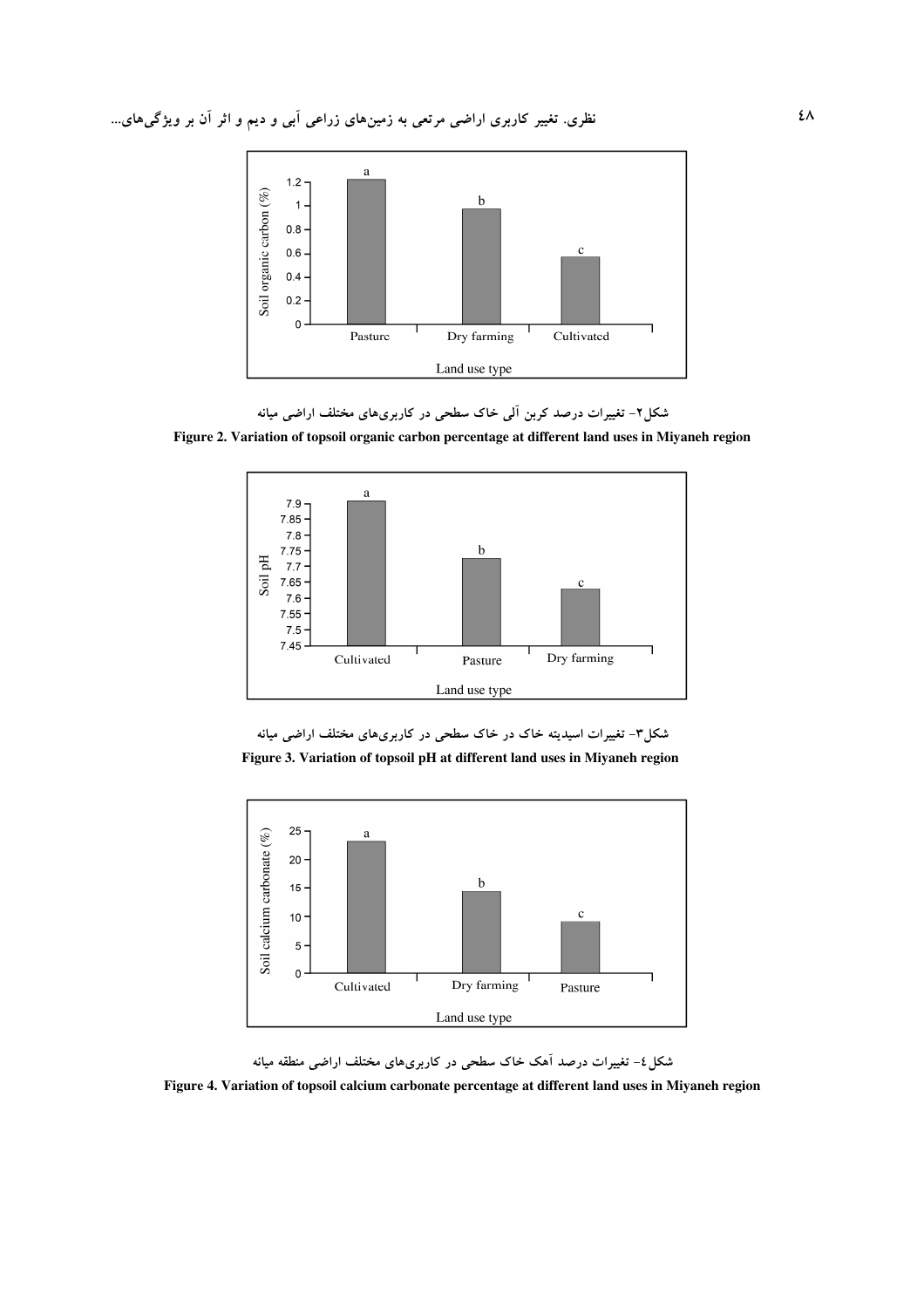شکل۲- تغییرات درصد کربن آلی خاک سطحی در کاربری‌های مختلف اراضی میانه

**Figure 2. Variation of topsoil organic carbon percentage at different land uses in Miyaneh region**

شکل۳- تغییرات اسیدیته خاک در خاک سطحی در کاربری‌های مختلف اراضی میانه

**Figure 3. Variation of topsoil pH at different land uses in Miyaneh region**

شکل٤- تغییرات درصد آهک خاک سطحی در کاربری‌های مختلف اراضی منطقه میانه

**Figure 4. Variation of topsoil calcium carbonate percentage at different land uses in Miyaneh region**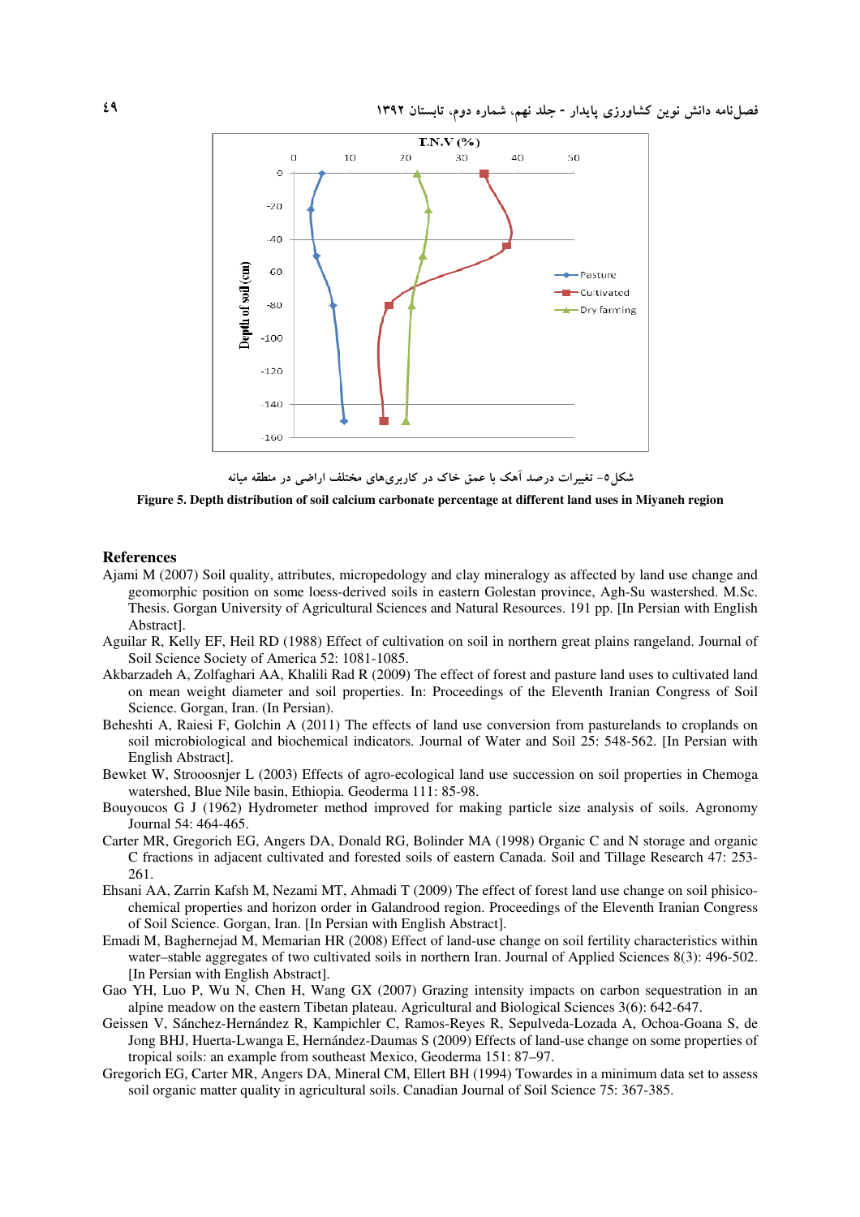شکل۵- تغییرات درصد آهک با عمق خاک در کاربری‌های مختلف اراضی در منطقه میانه

**Figure 5. Depth distribution of soil calcium carbonate percentage at different land uses in Miyaneh region**

## References

Ajami M (2007) Soil quality, attributes, micropedology and clay mineralogy as affected by land use change and geomorphic position on some loess-derived soils in eastern Golestan province, Agh-Su wastershed. M.Sc. Thesis. Gorgan University of Agricultural Sciences and Natural Resources. 191 pp. [In Persian with English Abstract].

Aguilar R, Kelly EF, Heil RD (1988) Effect of cultivation on soil in northern great plains rangeland. Journal of Soil Science Society of America 52: 1081-1085.

Akbarzadeh A, Zolfaghari AA, Khalili Rad R (2009) The effect of forest and pasture land uses to cultivated land on mean weight diameter and soil properties. In: Proceedings of the Eleventh Iranian Congress of Soil Science. Gorgan, Iran. (In Persian).

Beheshti A, Raiesi F, Golchin A (2011) The effects of land use conversion from pasturelands to croplands on soil microbiological and biochemical indicators. Journal of Water and Soil 25: 548-562. [In Persian with English Abstract].

Bewket W, Strooosnjer L (2003) Effects of agro-ecological land use succession on soil properties in Chemoga watershed, Blue Nile basin, Ethiopia. Geoderma 111: 85-98.

Bouyoucos G J (1962) Hydrometer method improved for making particle size analysis of soils. Agronomy Journal 54: 464-465.

Carter MR, Gregorich EG, Angers DA, Donald RG, Bolinder MA (1998) Organic C and N storage and organic C fractions in adjacent cultivated and forested soils of eastern Canada. Soil and Tillage Research 47: 253-261.

Ehsani AA, Zarrin Kafsh M, Nezami MT, Ahmadi T (2009) The effect of forest land use change on soil phisico-chemical properties and horizon order in Galandrood region. Proceedings of the Eleventh Iranian Congress of Soil Science. Gorgan, Iran. [In Persian with English Abstract].

Emadi M, Baghernejad M, Memarian HR (2008) Effect of land-use change on soil fertility characteristics within water–stable aggregates of two cultivated soils in northern Iran. Journal of Applied Sciences 8(3): 496-502. [In Persian with English Abstract].

Gao YH, Luo P, Wu N, Chen H, Wang GX (2007) Grazing intensity impacts on carbon sequestration in an alpine meadow on the eastern Tibetan plateau. Agricultural and Biological Sciences 3(6): 642-647.

Geissen V, Sánchez-Hernández R, Kampichler C, Ramos-Reyes R, Sepulveda-Lozada A, Ochoa-Goana S, de Jong BHJ, Huerta-Lwanga E, Hernández-Daumas S (2009) Effects of land-use change on some properties of tropical soils: an example from southeast Mexico, Geoderma 151: 87–97.

Gregorich EG, Carter MR, Angers DA, Mineral CM, Ellert BH (1994) Towardes in a minimum data set to assess soil organic matter quality in agricultural soils. Canadian Journal of Soil Science 75: 367-385.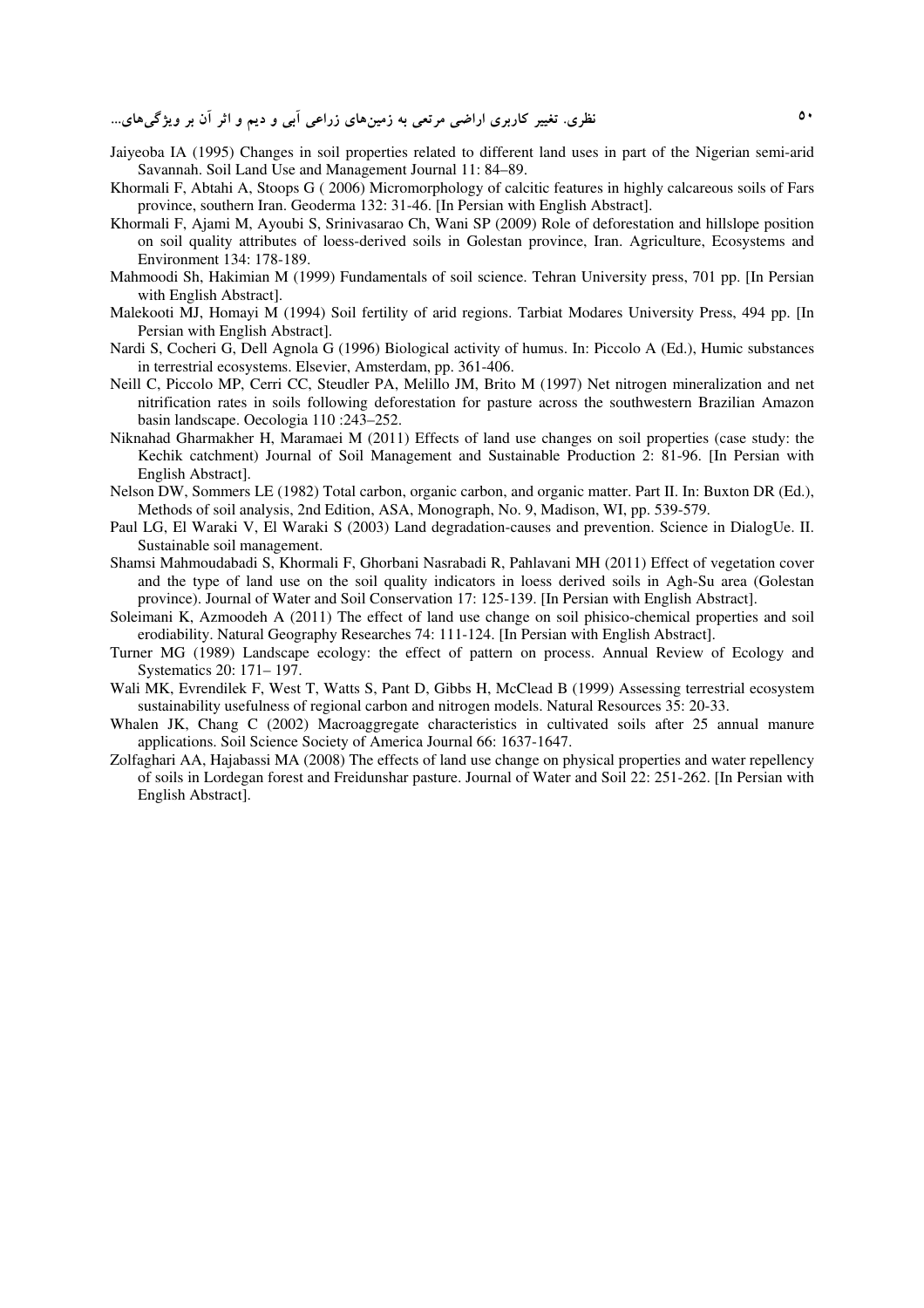Jaiyeoba IA (1995) Changes in soil properties related to different land uses in part of the Nigerian semi-arid Savannah. Soil Land Use and Management Journal 11: 84–89.

Khormali F, Abtahi A, Stoops G ( 2006) Micromorphology of calcitic features in highly calcareous soils of Fars province, southern Iran. Geoderma 132: 31-46. [In Persian with English Abstract].

Khormali F, Ajami M, Ayoubi S, Srinivasarao Ch, Wani SP (2009) Role of deforestation and hillslope position on soil quality attributes of loess-derived soils in Golestan province, Iran. Agriculture, Ecosystems and Environment 134: 178-189.

Mahmoodi Sh, Hakimian M (1999) Fundamentals of soil science. Tehran University press, 701 pp. [In Persian with English Abstract].

Malekooti MJ, Homayi M (1994) Soil fertility of arid regions. Tarbiat Modares University Press, 494 pp. [In Persian with English Abstract].

Nardi S, Cocheri G, Dell Agnola G (1996) Biological activity of humus. In: Piccolo A (Ed.), Humic substances in terrestrial ecosystems. Elsevier, Amsterdam, pp. 361-406.

Neill C, Piccolo MP, Cerri CC, Steudler PA, Melillo JM, Brito M (1997) Net nitrogen mineralization and net nitrification rates in soils following deforestation for pasture across the southwestern Brazilian Amazon basin landscape. Oecologia 110 :243–252.

Niknahad Gharmakher H, Maramaei M (2011) Effects of land use changes on soil properties (case study: the Kechik catchment) Journal of Soil Management and Sustainable Production 2: 81-96. [In Persian with English Abstract].

Nelson DW, Sommers LE (1982) Total carbon, organic carbon, and organic matter. Part II. In: Buxton DR (Ed.), Methods of soil analysis, 2nd Edition, ASA, Monograph, No. 9, Madison, WI, pp. 539-579.

Paul LG, El Waraki V, El Waraki S (2003) Land degradation-causes and prevention. Science in DialogUe. II. Sustainable soil management.

Shamsi Mahmoudabadi S, Khormali F, Ghorbani Nasrabadi R, Pahlavani MH (2011) Effect of vegetation cover and the type of land use on the soil quality indicators in loess derived soils in Agh-Su area (Golestan province). Journal of Water and Soil Conservation 17: 125-139. [In Persian with English Abstract].

Soleimani K, Azmoodeh A (2011) The effect of land use change on soil phisico-chemical properties and soil erodiability. Natural Geography Researches 74: 111-124. [In Persian with English Abstract].

Turner MG (1989) Landscape ecology: the effect of pattern on process. Annual Review of Ecology and Systematics 20: 171– 197.

Wali MK, Evrendilek F, West T, Watts S, Pant D, Gibbs H, McClead B (1999) Assessing terrestrial ecosystem sustainability usefulness of regional carbon and nitrogen models. Natural Resources 35: 20-33.

Whalen JK, Chang C (2002) Macroaggregate characteristics in cultivated soils after 25 annual manure applications. Soil Science Society of America Journal 66: 1637-1647.

Zolfaghari AA, Hajabassi MA (2008) The effects of land use change on physical properties and water repellency of soils in Lordegan forest and Freidunshar pasture. Journal of Water and Soil 22: 251-262. [In Persian with English Abstract].